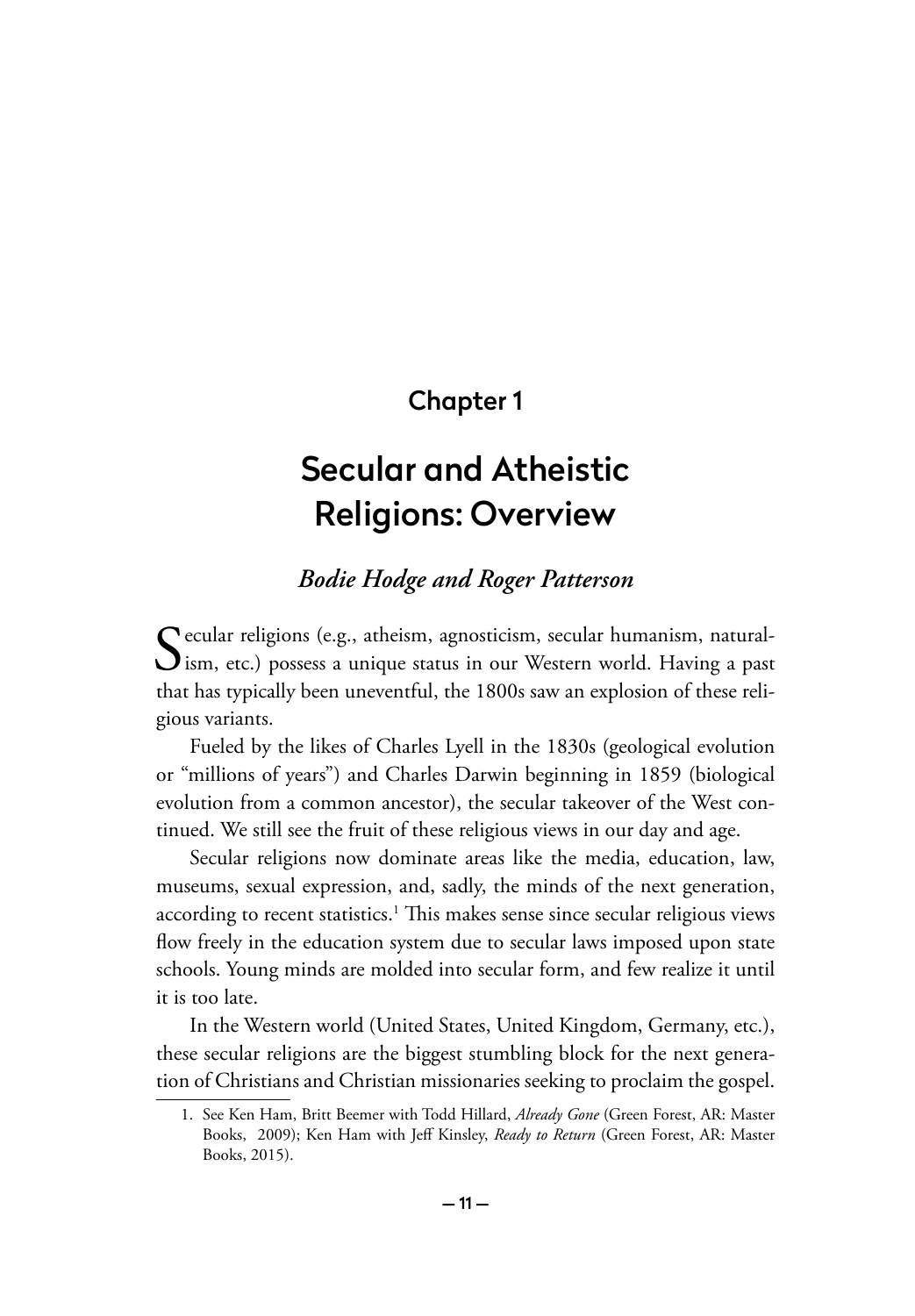## Chapter 1

# Secular and Atheistic Religions: Overview

*Bodie Hodge and Roger Patterson*

Secular religions (e.g., atheism, agnosticism, secular humanism, naturalism, etc.) possess a unique status in our Western world. Having a past that has typically been uneventful, the 1800s saw an explosion of these religious variants.

Fueled by the likes of Charles Lyell in the 1830s (geological evolution or "millions of years") and Charles Darwin beginning in 1859 (biological evolution from a common ancestor), the secular takeover of the West continued. We still see the fruit of these religious views in our day and age.

Secular religions now dominate areas like the media, education, law, museums, sexual expression, and, sadly, the minds of the next generation, according to recent statistics.[1] This makes sense since secular religious views flow freely in the education system due to secular laws imposed upon state schools. Young minds are molded into secular form, and few realize it until it is too late.

In the Western world (United States, United Kingdom, Germany, etc.), these secular religions are the biggest stumbling block for the next generation of Christians and Christian missionaries seeking to proclaim the gospel.

1. See Ken Ham, Britt Beemer with Todd Hillard, *Already Gone* (Green Forest, AR: Master Books, 2009); Ken Ham with Jeff Kinsley, *Ready to Return* (Green Forest, AR: Master Books, 2015).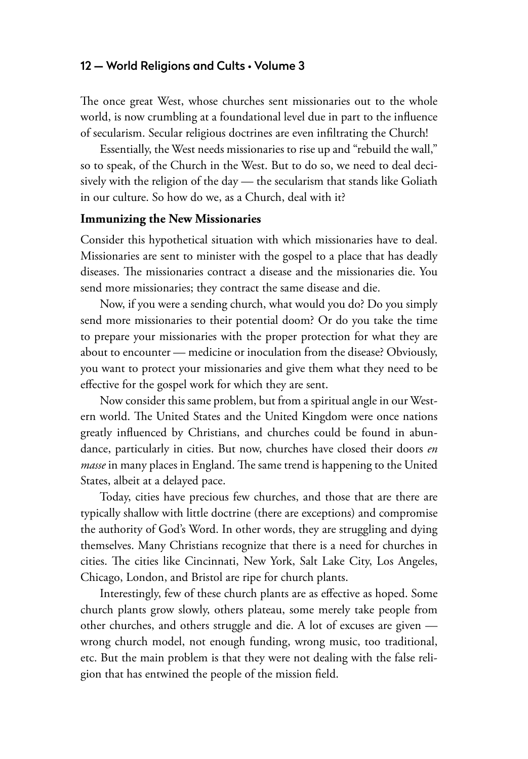The once great West, whose churches sent missionaries out to the whole world, is now crumbling at a foundational level due in part to the influence of secularism. Secular religious doctrines are even infiltrating the Church!

Essentially, the West needs missionaries to rise up and "rebuild the wall," so to speak, of the Church in the West. But to do so, we need to deal decisively with the religion of the day — the secularism that stands like Goliath in our culture. So how do we, as a Church, deal with it?

### Immunizing the New Missionaries

Consider this hypothetical situation with which missionaries have to deal. Missionaries are sent to minister with the gospel to a place that has deadly diseases. The missionaries contract a disease and the missionaries die. You send more missionaries; they contract the same disease and die.

Now, if you were a sending church, what would you do? Do you simply send more missionaries to their potential doom? Or do you take the time to prepare your missionaries with the proper protection for what they are about to encounter — medicine or inoculation from the disease? Obviously, you want to protect your missionaries and give them what they need to be effective for the gospel work for which they are sent.

Now consider this same problem, but from a spiritual angle in our Western world. The United States and the United Kingdom were once nations greatly influenced by Christians, and churches could be found in abundance, particularly in cities. But now, churches have closed their doors *en masse* in many places in England. The same trend is happening to the United States, albeit at a delayed pace.

Today, cities have precious few churches, and those that are there are typically shallow with little doctrine (there are exceptions) and compromise the authority of God's Word. In other words, they are struggling and dying themselves. Many Christians recognize that there is a need for churches in cities. The cities like Cincinnati, New York, Salt Lake City, Los Angeles, Chicago, London, and Bristol are ripe for church plants.

Interestingly, few of these church plants are as effective as hoped. Some church plants grow slowly, others plateau, some merely take people from other churches, and others struggle and die. A lot of excuses are given — wrong church model, not enough funding, wrong music, too traditional, etc. But the main problem is that they were not dealing with the false religion that has entwined the people of the mission field.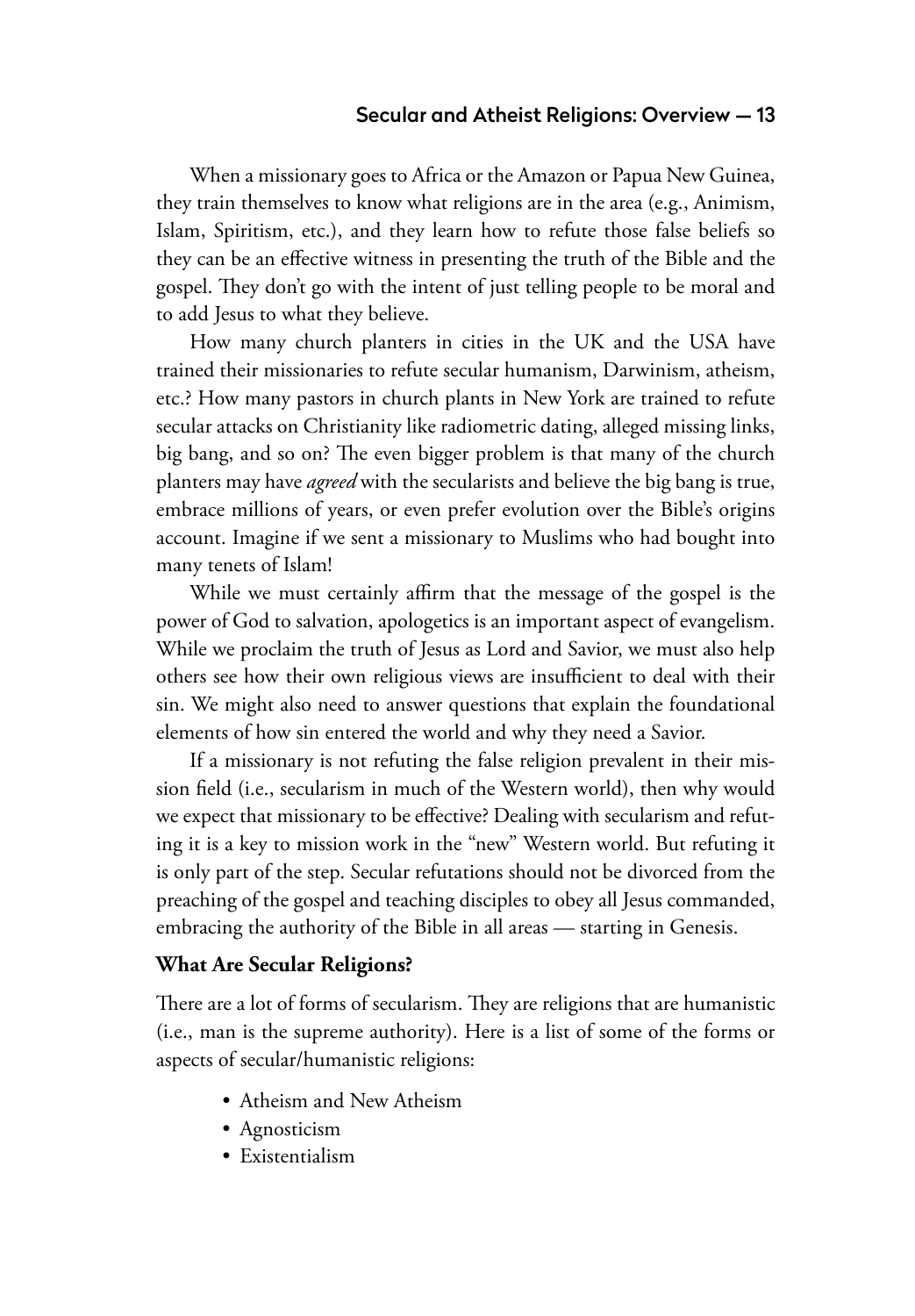When a missionary goes to Africa or the Amazon or Papua New Guinea, they train themselves to know what religions are in the area (e.g., Animism, Islam, Spiritism, etc.), and they learn how to refute those false beliefs so they can be an effective witness in presenting the truth of the Bible and the gospel. They don't go with the intent of just telling people to be moral and to add Jesus to what they believe.

How many church planters in cities in the UK and the USA have trained their missionaries to refute secular humanism, Darwinism, atheism, etc.? How many pastors in church plants in New York are trained to refute secular attacks on Christianity like radiometric dating, alleged missing links, big bang, and so on? The even bigger problem is that many of the church planters may have *agreed* with the secularists and believe the big bang is true, embrace millions of years, or even prefer evolution over the Bible's origins account. Imagine if we sent a missionary to Muslims who had bought into many tenets of Islam!

While we must certainly affirm that the message of the gospel is the power of God to salvation, apologetics is an important aspect of evangelism. While we proclaim the truth of Jesus as Lord and Savior, we must also help others see how their own religious views are insufficient to deal with their sin. We might also need to answer questions that explain the foundational elements of how sin entered the world and why they need a Savior.

If a missionary is not refuting the false religion prevalent in their mission field (i.e., secularism in much of the Western world), then why would we expect that missionary to be effective? Dealing with secularism and refuting it is a key to mission work in the "new" Western world. But refuting it is only part of the step. Secular refutations should not be divorced from the preaching of the gospel and teaching disciples to obey all Jesus commanded, embracing the authority of the Bible in all areas — starting in Genesis.

## What Are Secular Religions?

There are a lot of forms of secularism. They are religions that are humanistic (i.e., man is the supreme authority). Here is a list of some of the forms or aspects of secular/humanistic religions:

- Atheism and New Atheism
- Agnosticism
- Existentialism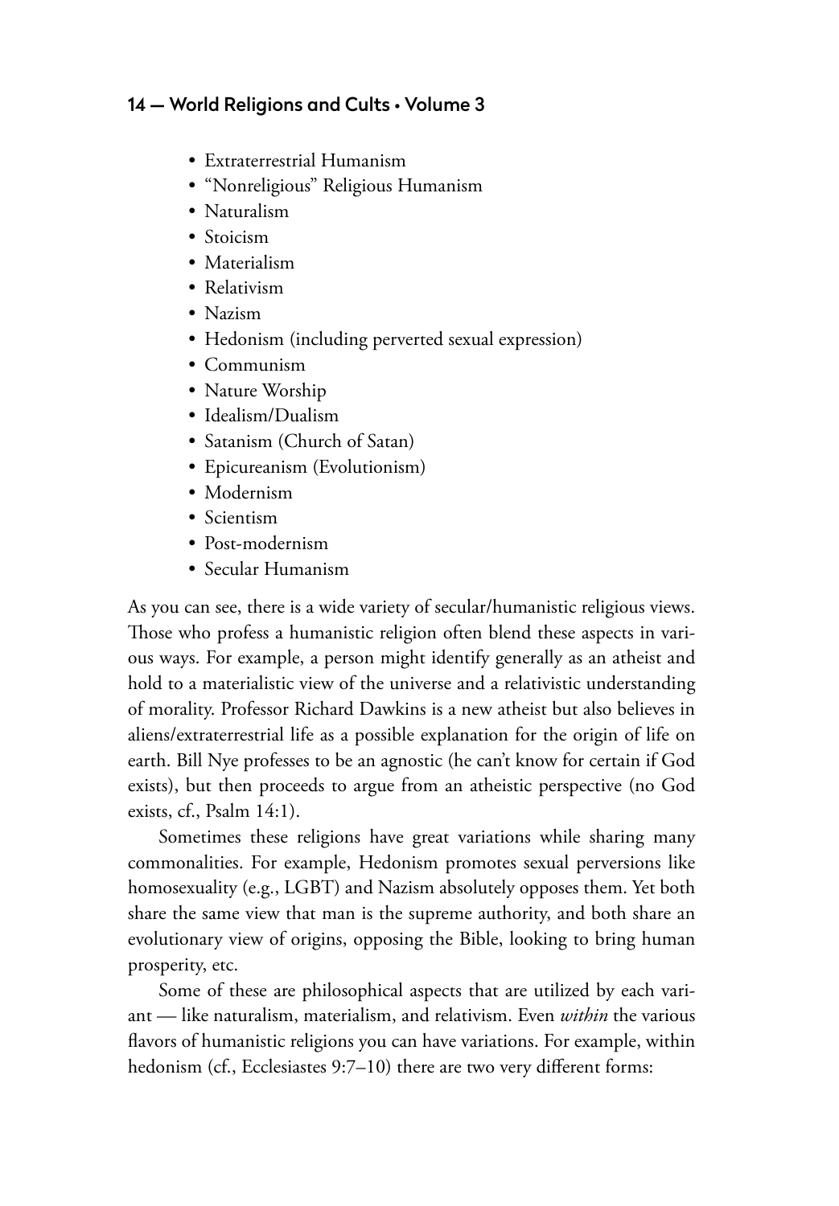- Extraterrestrial Humanism
- "Nonreligious" Religious Humanism
- Naturalism
- Stoicism
- Materialism
- Relativism
- Nazism
- Hedonism (including perverted sexual expression)
- Communism
- Nature Worship
- Idealism/Dualism
- Satanism (Church of Satan)
- Epicureanism (Evolutionism)
- Modernism
- Scientism
- Post-modernism
- Secular Humanism

As you can see, there is a wide variety of secular/humanistic religious views. Those who profess a humanistic religion often blend these aspects in various ways. For example, a person might identify generally as an atheist and hold to a materialistic view of the universe and a relativistic understanding of morality. Professor Richard Dawkins is a new atheist but also believes in aliens/extraterrestrial life as a possible explanation for the origin of life on earth. Bill Nye professes to be an agnostic (he can't know for certain if God exists), but then proceeds to argue from an atheistic perspective (no God exists, cf., Psalm 14:1).

Sometimes these religions have great variations while sharing many commonalities. For example, Hedonism promotes sexual perversions like homosexuality (e.g., LGBT) and Nazism absolutely opposes them. Yet both share the same view that man is the supreme authority, and both share an evolutionary view of origins, opposing the Bible, looking to bring human prosperity, etc.

Some of these are philosophical aspects that are utilized by each variant — like naturalism, materialism, and relativism. Even *within* the various flavors of humanistic religions you can have variations. For example, within hedonism (cf., Ecclesiastes 9:7–10) there are two very different forms: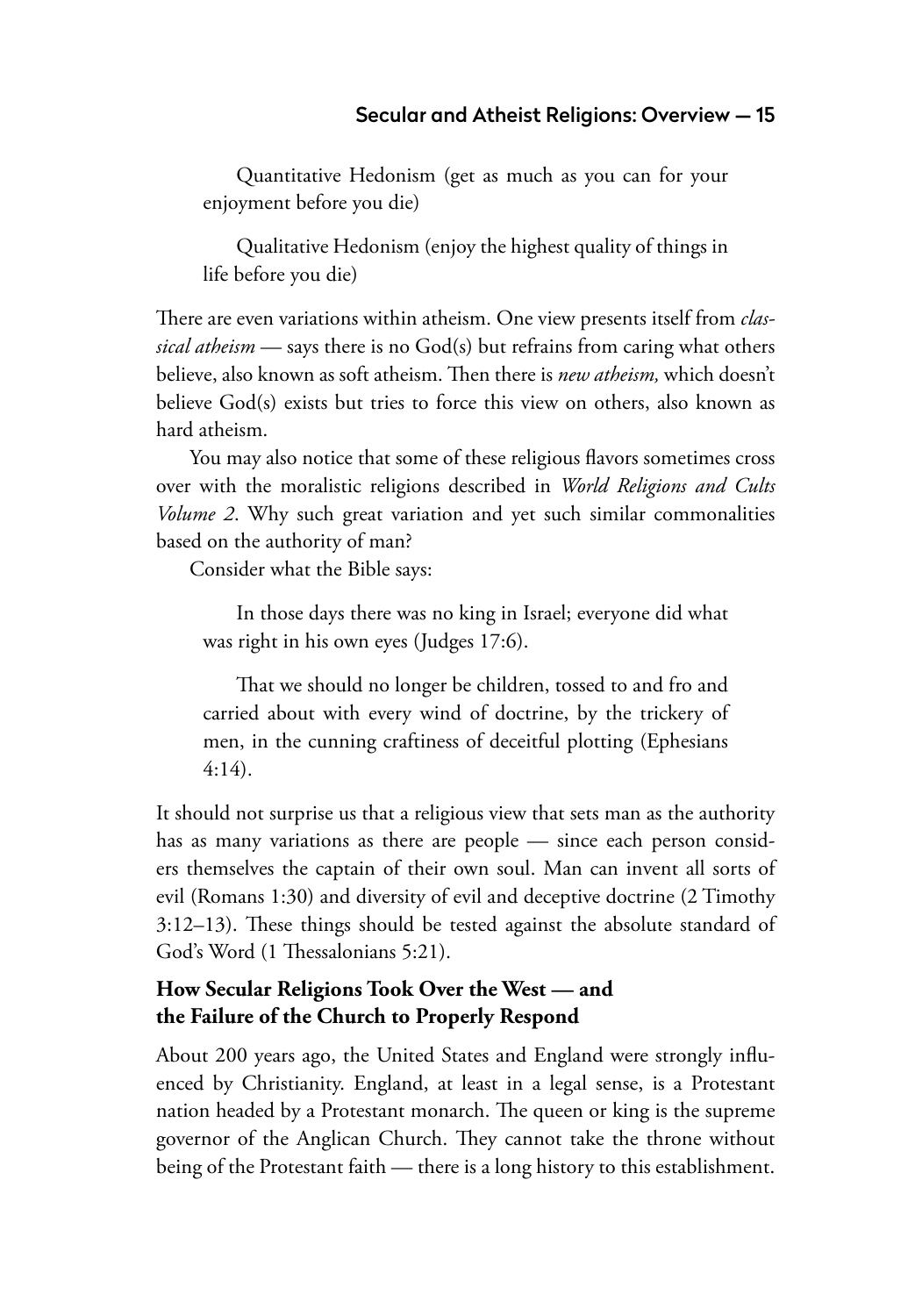Quantitative Hedonism (get as much as you can for your enjoyment before you die)

Qualitative Hedonism (enjoy the highest quality of things in life before you die)

There are even variations within atheism. One view presents itself from *classical atheism* — says there is no God(s) but refrains from caring what others believe, also known as soft atheism. Then there is *new atheism,* which doesn't believe God(s) exists but tries to force this view on others, also known as hard atheism.

You may also notice that some of these religious flavors sometimes cross over with the moralistic religions described in *World Religions and Cults Volume 2*. Why such great variation and yet such similar commonalities based on the authority of man?

Consider what the Bible says:

> In those days there was no king in Israel; everyone did what was right in his own eyes (Judges 17:6).

> That we should no longer be children, tossed to and fro and carried about with every wind of doctrine, by the trickery of men, in the cunning craftiness of deceitful plotting (Ephesians 4:14).

It should not surprise us that a religious view that sets man as the authority has as many variations as there are people — since each person considers themselves the captain of their own soul. Man can invent all sorts of evil (Romans 1:30) and diversity of evil and deceptive doctrine (2 Timothy 3:12–13). These things should be tested against the absolute standard of God's Word (1 Thessalonians 5:21).

## How Secular Religions Took Over the West — and the Failure of the Church to Properly Respond

About 200 years ago, the United States and England were strongly influenced by Christianity. England, at least in a legal sense, is a Protestant nation headed by a Protestant monarch. The queen or king is the supreme governor of the Anglican Church. They cannot take the throne without being of the Protestant faith — there is a long history to this establishment.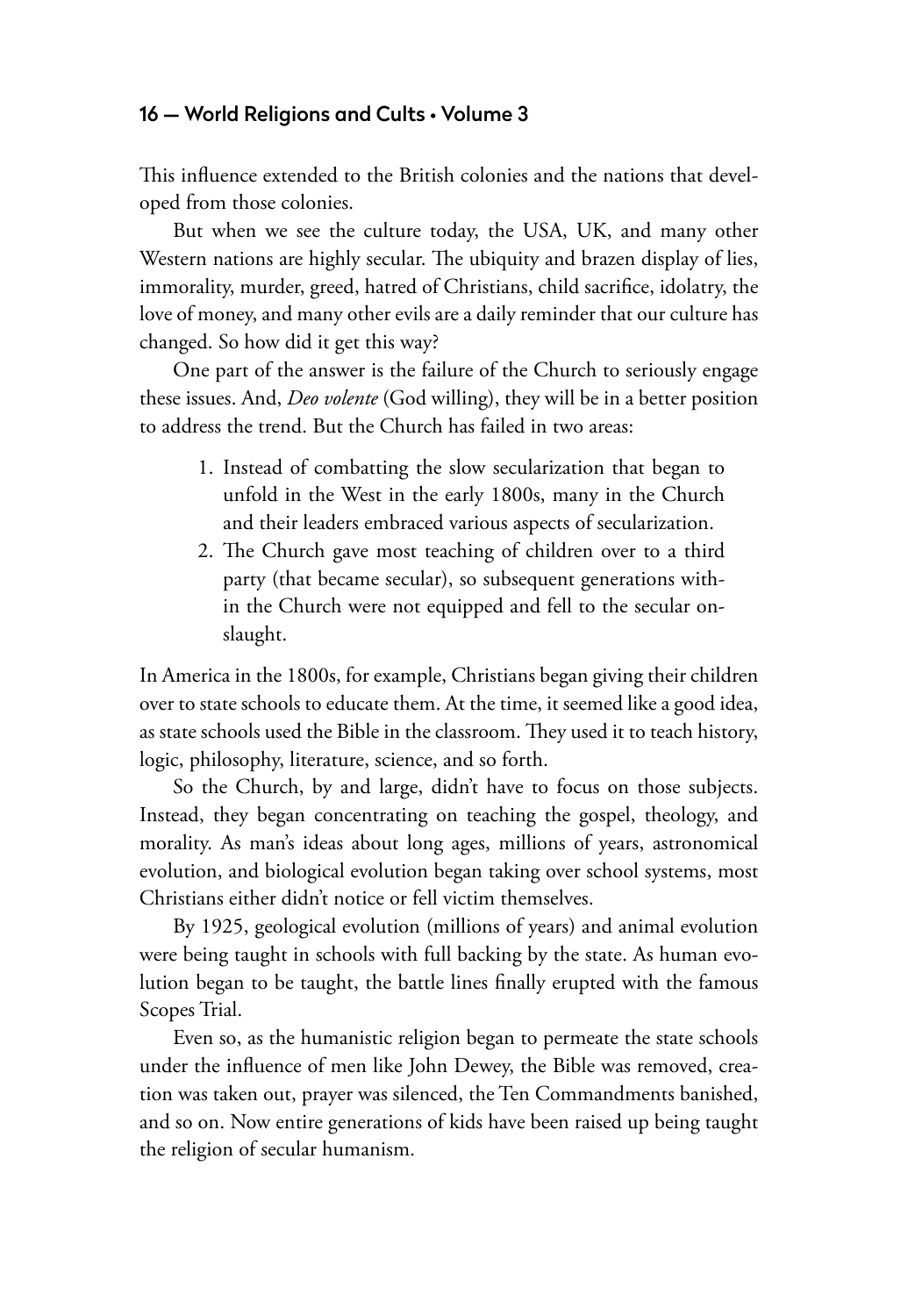This influence extended to the British colonies and the nations that developed from those colonies.

But when we see the culture today, the USA, UK, and many other Western nations are highly secular. The ubiquity and brazen display of lies, immorality, murder, greed, hatred of Christians, child sacrifice, idolatry, the love of money, and many other evils are a daily reminder that our culture has changed. So how did it get this way?

One part of the answer is the failure of the Church to seriously engage these issues. And, *Deo volente* (God willing), they will be in a better position to address the trend. But the Church has failed in two areas:

1. Instead of combatting the slow secularization that began to unfold in the West in the early 1800s, many in the Church and their leaders embraced various aspects of secularization.
2. The Church gave most teaching of children over to a third party (that became secular), so subsequent generations within the Church were not equipped and fell to the secular onslaught.

In America in the 1800s, for example, Christians began giving their children over to state schools to educate them. At the time, it seemed like a good idea, as state schools used the Bible in the classroom. They used it to teach history, logic, philosophy, literature, science, and so forth.

So the Church, by and large, didn't have to focus on those subjects. Instead, they began concentrating on teaching the gospel, theology, and morality. As man's ideas about long ages, millions of years, astronomical evolution, and biological evolution began taking over school systems, most Christians either didn't notice or fell victim themselves.

By 1925, geological evolution (millions of years) and animal evolution were being taught in schools with full backing by the state. As human evolution began to be taught, the battle lines finally erupted with the famous Scopes Trial.

Even so, as the humanistic religion began to permeate the state schools under the influence of men like John Dewey, the Bible was removed, creation was taken out, prayer was silenced, the Ten Commandments banished, and so on. Now entire generations of kids have been raised up being taught the religion of secular humanism.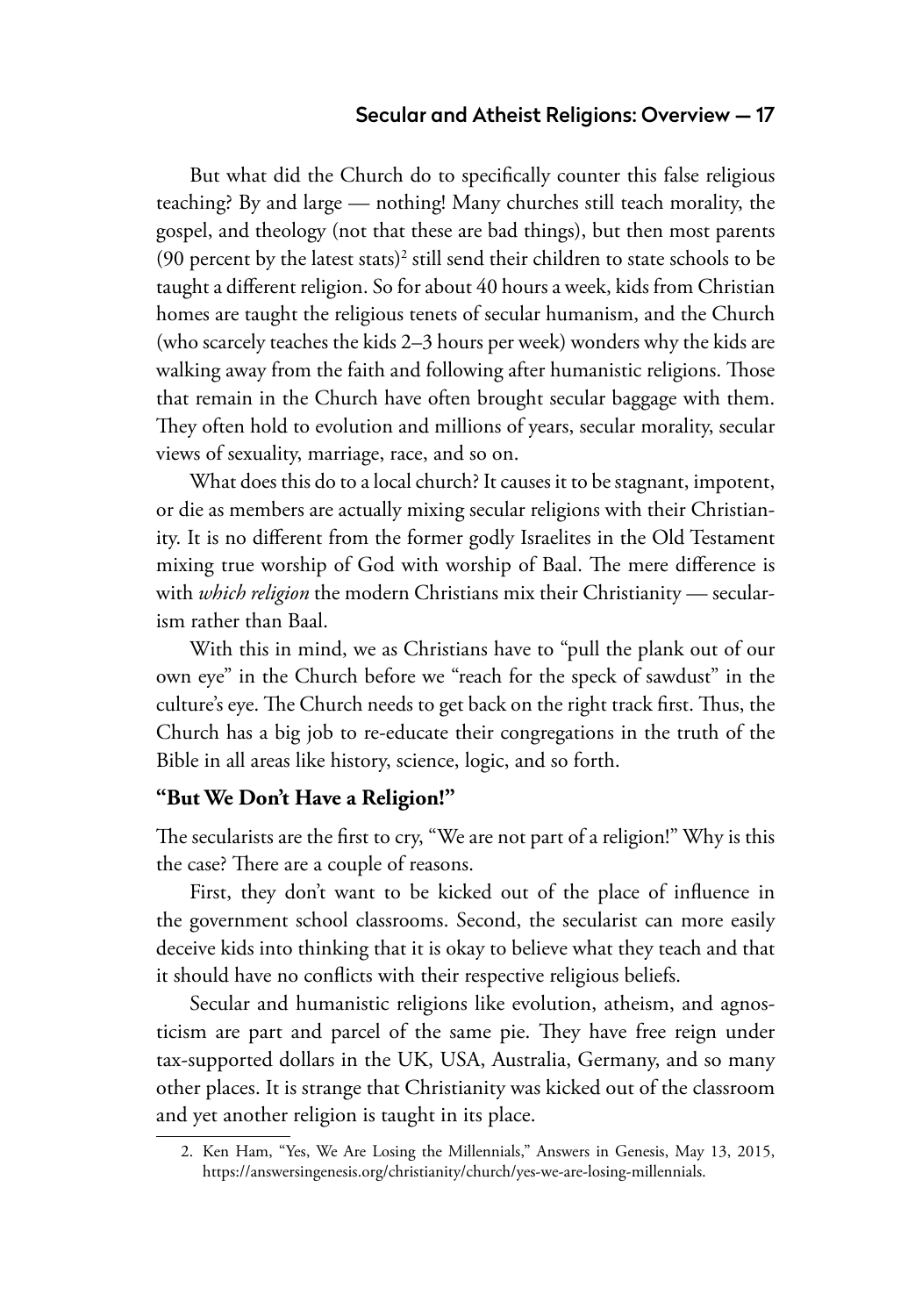But what did the Church do to specifically counter this false religious teaching? By and large — nothing! Many churches still teach morality, the gospel, and theology (not that these are bad things), but then most parents (90 percent by the latest stats)[2] still send their children to state schools to be taught a different religion. So for about 40 hours a week, kids from Christian homes are taught the religious tenets of secular humanism, and the Church (who scarcely teaches the kids 2–3 hours per week) wonders why the kids are walking away from the faith and following after humanistic religions. Those that remain in the Church have often brought secular baggage with them. They often hold to evolution and millions of years, secular morality, secular views of sexuality, marriage, race, and so on.

What does this do to a local church? It causes it to be stagnant, impotent, or die as members are actually mixing secular religions with their Christianity. It is no different from the former godly Israelites in the Old Testament mixing true worship of God with worship of Baal. The mere difference is with *which religion* the modern Christians mix their Christianity — secularism rather than Baal.

With this in mind, we as Christians have to "pull the plank out of our own eye" in the Church before we "reach for the speck of sawdust" in the culture's eye. The Church needs to get back on the right track first. Thus, the Church has a big job to re-educate their congregations in the truth of the Bible in all areas like history, science, logic, and so forth.

### "But We Don't Have a Religion!"

The secularists are the first to cry, "We are not part of a religion!" Why is this the case? There are a couple of reasons.

First, they don't want to be kicked out of the place of influence in the government school classrooms. Second, the secularist can more easily deceive kids into thinking that it is okay to believe what they teach and that it should have no conflicts with their respective religious beliefs.

Secular and humanistic religions like evolution, atheism, and agnosticism are part and parcel of the same pie. They have free reign under tax-supported dollars in the UK, USA, Australia, Germany, and so many other places. It is strange that Christianity was kicked out of the classroom and yet another religion is taught in its place.

2. Ken Ham, "Yes, We Are Losing the Millennials," Answers in Genesis, May 13, 2015, https://answersingenesis.org/christianity/church/yes-we-are-losing-millennials.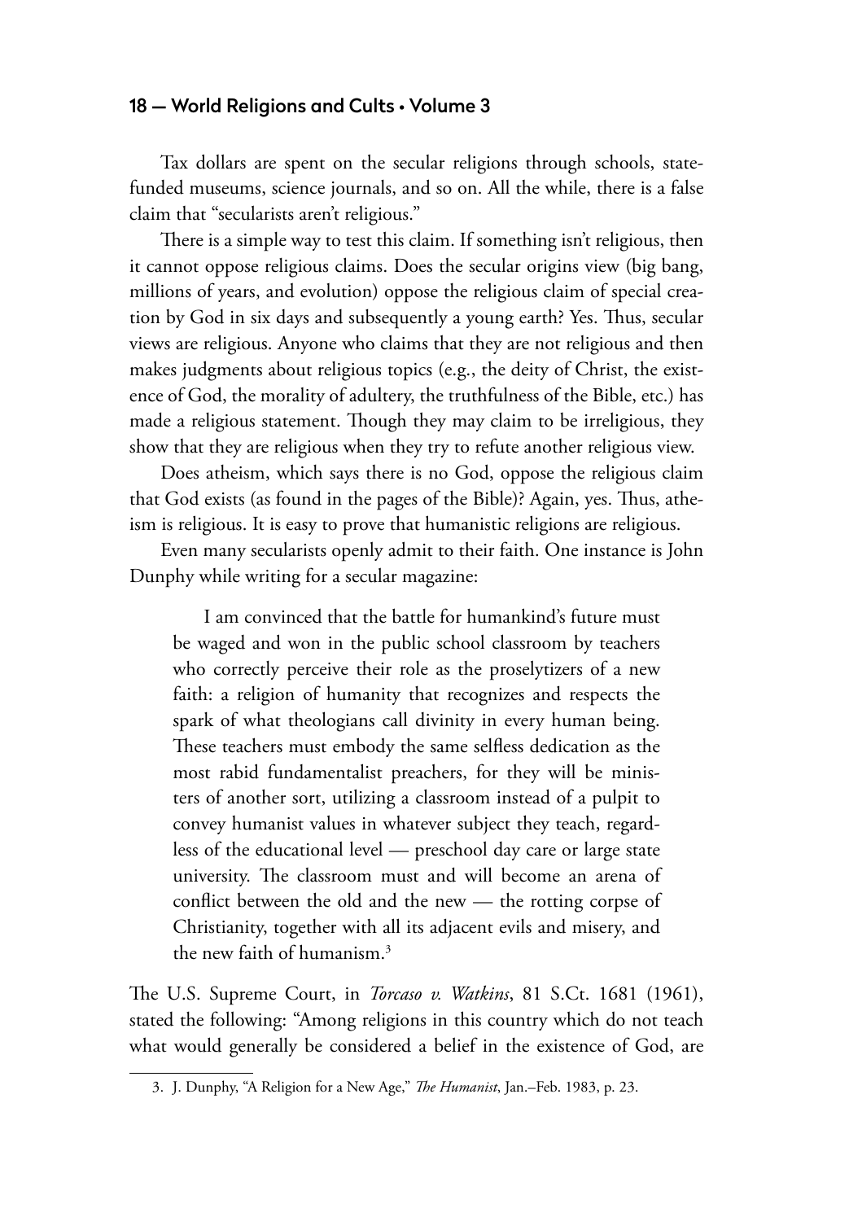Tax dollars are spent on the secular religions through schools, state-funded museums, science journals, and so on. All the while, there is a false claim that "secularists aren't religious."

There is a simple way to test this claim. If something isn't religious, then it cannot oppose religious claims. Does the secular origins view (big bang, millions of years, and evolution) oppose the religious claim of special creation by God in six days and subsequently a young earth? Yes. Thus, secular views are religious. Anyone who claims that they are not religious and then makes judgments about religious topics (e.g., the deity of Christ, the existence of God, the morality of adultery, the truthfulness of the Bible, etc.) has made a religious statement. Though they may claim to be irreligious, they show that they are religious when they try to refute another religious view.

Does atheism, which says there is no God, oppose the religious claim that God exists (as found in the pages of the Bible)? Again, yes. Thus, atheism is religious. It is easy to prove that humanistic religions are religious.

Even many secularists openly admit to their faith. One instance is John Dunphy while writing for a secular magazine:

> I am convinced that the battle for humankind's future must be waged and won in the public school classroom by teachers who correctly perceive their role as the proselytizers of a new faith: a religion of humanity that recognizes and respects the spark of what theologians call divinity in every human being. These teachers must embody the same selfless dedication as the most rabid fundamentalist preachers, for they will be ministers of another sort, utilizing a classroom instead of a pulpit to convey humanist values in whatever subject they teach, regardless of the educational level — preschool day care or large state university. The classroom must and will become an arena of conflict between the old and the new — the rotting corpse of Christianity, together with all its adjacent evils and misery, and the new faith of humanism.[3]

The U.S. Supreme Court, in *Torcaso v. Watkins*, 81 S.Ct. 1681 (1961), stated the following: "Among religions in this country which do not teach what would generally be considered a belief in the existence of God, are

---

3. J. Dunphy, "A Religion for a New Age," *The Humanist*, Jan.–Feb. 1983, p. 23.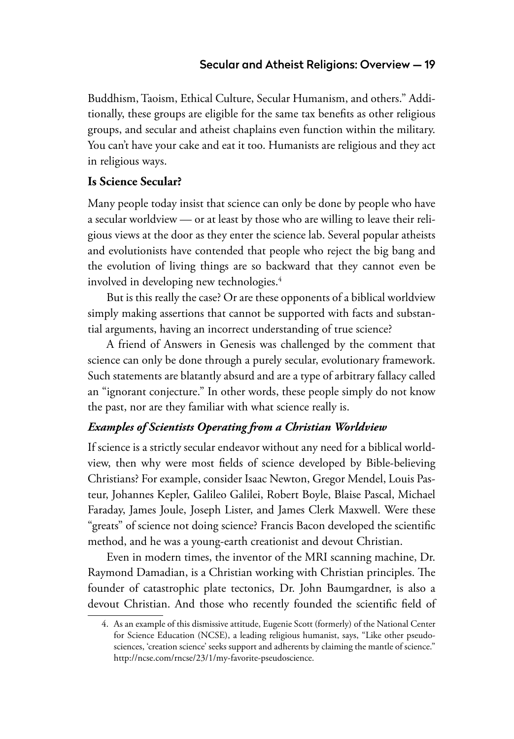Buddhism, Taoism, Ethical Culture, Secular Humanism, and others." Additionally, these groups are eligible for the same tax benefits as other religious groups, and secular and atheist chaplains even function within the military. You can't have your cake and eat it too. Humanists are religious and they act in religious ways.

### Is Science Secular?

Many people today insist that science can only be done by people who have a secular worldview — or at least by those who are willing to leave their religious views at the door as they enter the science lab. Several popular atheists and evolutionists have contended that people who reject the big bang and the evolution of living things are so backward that they cannot even be involved in developing new technologies.[4]

But is this really the case? Or are these opponents of a biblical worldview simply making assertions that cannot be supported with facts and substantial arguments, having an incorrect understanding of true science?

A friend of Answers in Genesis was challenged by the comment that science can only be done through a purely secular, evolutionary framework. Such statements are blatantly absurd and are a type of arbitrary fallacy called an "ignorant conjecture." In other words, these people simply do not know the past, nor are they familiar with what science really is.

#### *Examples of Scientists Operating from a Christian Worldview*

If science is a strictly secular endeavor without any need for a biblical worldview, then why were most fields of science developed by Bible-believing Christians? For example, consider Isaac Newton, Gregor Mendel, Louis Pasteur, Johannes Kepler, Galileo Galilei, Robert Boyle, Blaise Pascal, Michael Faraday, James Joule, Joseph Lister, and James Clerk Maxwell. Were these "greats" of science not doing science? Francis Bacon developed the scientific method, and he was a young-earth creationist and devout Christian.

Even in modern times, the inventor of the MRI scanning machine, Dr. Raymond Damadian, is a Christian working with Christian principles. The founder of catastrophic plate tectonics, Dr. John Baumgardner, is also a devout Christian. And those who recently founded the scientific field of

4. As an example of this dismissive attitude, Eugenie Scott (formerly) of the National Center for Science Education (NCSE), a leading religious humanist, says, "Like other pseudosciences, 'creation science' seeks support and adherents by claiming the mantle of science." http://ncse.com/rncse/23/1/my-favorite-pseudoscience.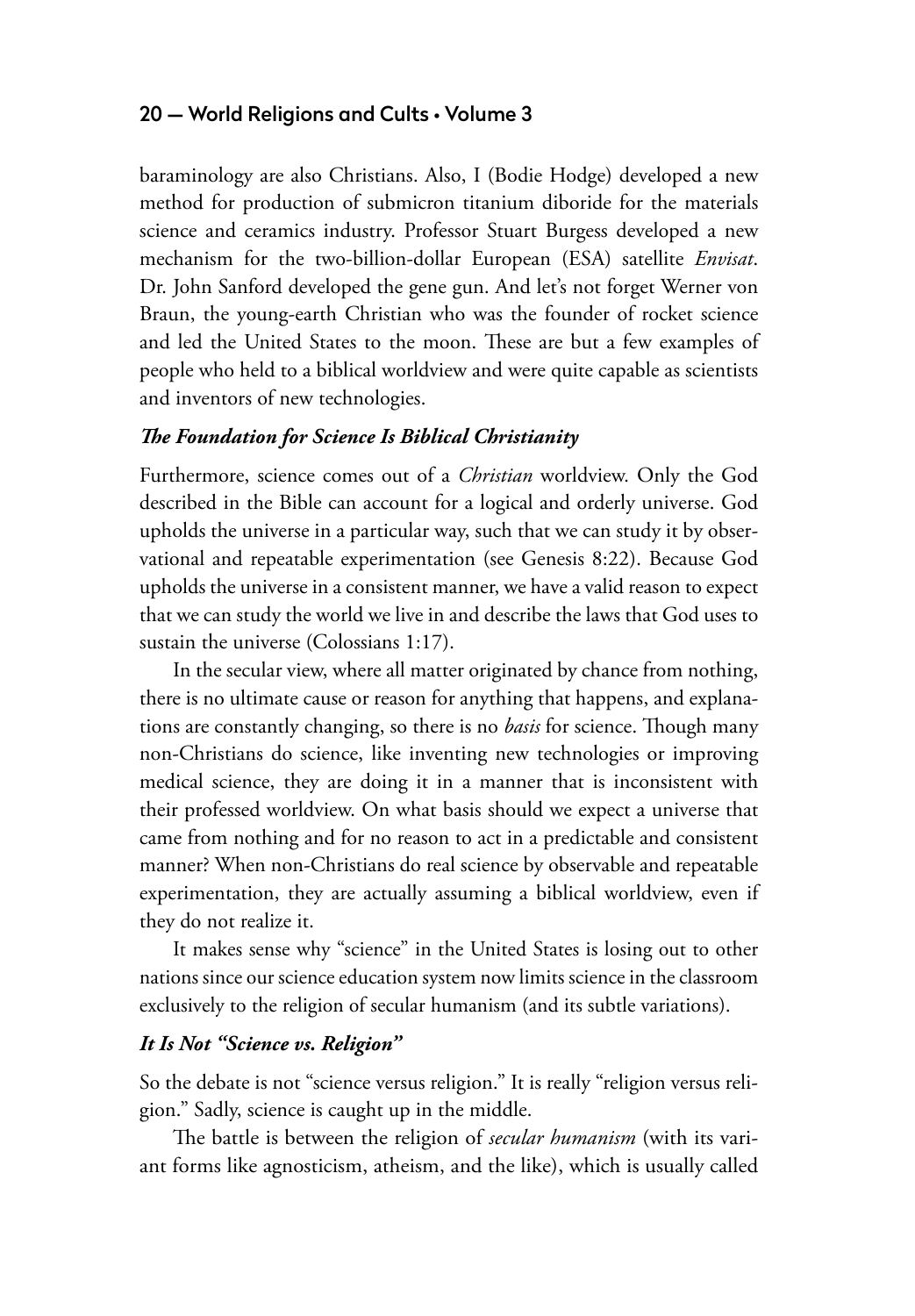baraminology are also Christians. Also, I (Bodie Hodge) developed a new method for production of submicron titanium diboride for the materials science and ceramics industry. Professor Stuart Burgess developed a new mechanism for the two-billion-dollar European (ESA) satellite *Envisat*. Dr. John Sanford developed the gene gun. And let's not forget Werner von Braun, the young-earth Christian who was the founder of rocket science and led the United States to the moon. These are but a few examples of people who held to a biblical worldview and were quite capable as scientists and inventors of new technologies.

### *The Foundation for Science Is Biblical Christianity*

Furthermore, science comes out of a *Christian* worldview. Only the God described in the Bible can account for a logical and orderly universe. God upholds the universe in a particular way, such that we can study it by observational and repeatable experimentation (see Genesis 8:22). Because God upholds the universe in a consistent manner, we have a valid reason to expect that we can study the world we live in and describe the laws that God uses to sustain the universe (Colossians 1:17).

In the secular view, where all matter originated by chance from nothing, there is no ultimate cause or reason for anything that happens, and explanations are constantly changing, so there is no *basis* for science. Though many non-Christians do science, like inventing new technologies or improving medical science, they are doing it in a manner that is inconsistent with their professed worldview. On what basis should we expect a universe that came from nothing and for no reason to act in a predictable and consistent manner? When non-Christians do real science by observable and repeatable experimentation, they are actually assuming a biblical worldview, even if they do not realize it.

It makes sense why "science" in the United States is losing out to other nations since our science education system now limits science in the classroom exclusively to the religion of secular humanism (and its subtle variations).

### *It Is Not "Science vs. Religion"*

So the debate is not "science versus religion." It is really "religion versus religion." Sadly, science is caught up in the middle.

The battle is between the religion of *secular humanism* (with its variant forms like agnosticism, atheism, and the like), which is usually called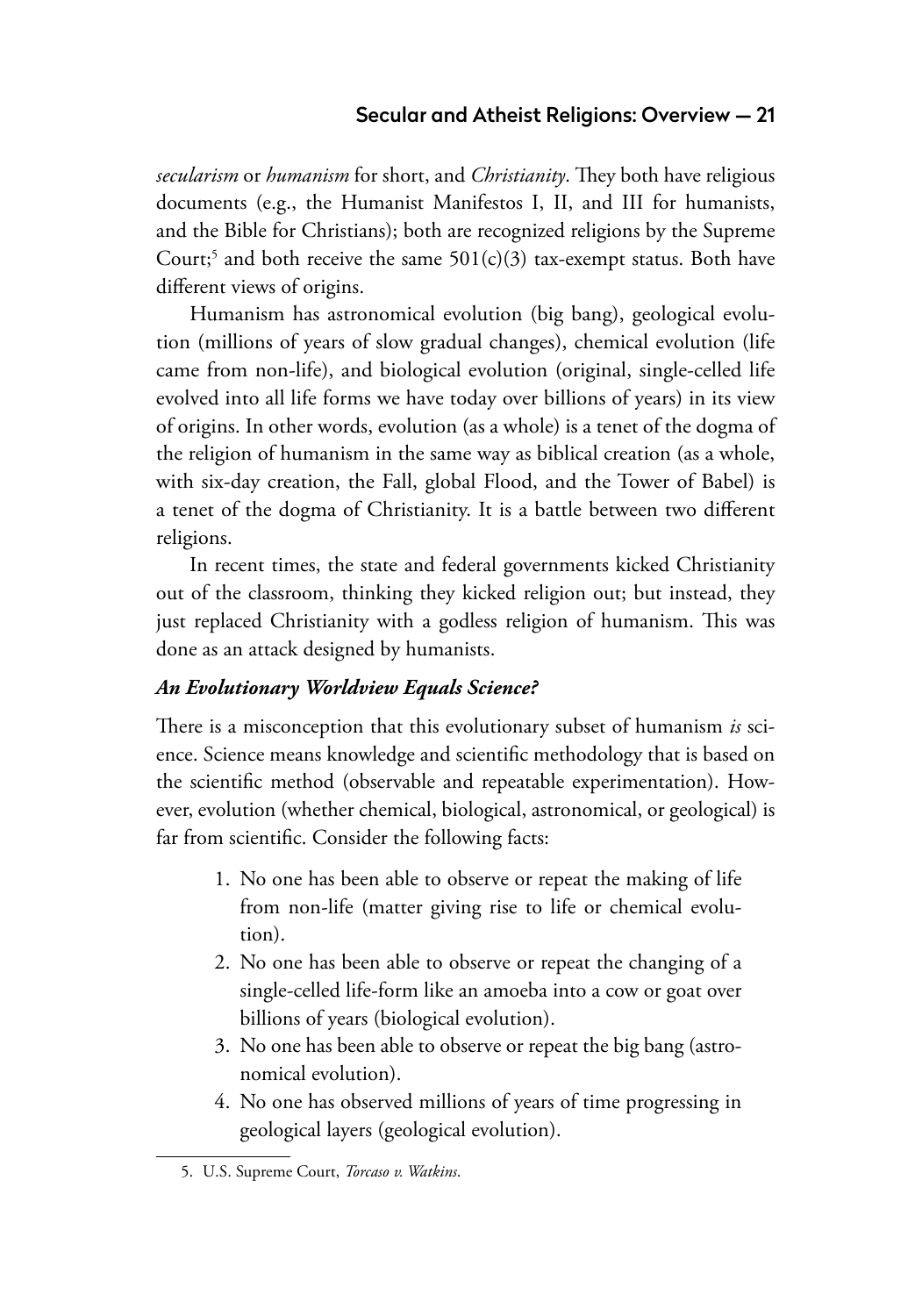*secularism* or *humanism* for short, and *Christianity*. They both have religious documents (e.g., the Humanist Manifestos I, II, and III for humanists, and the Bible for Christians); both are recognized religions by the Supreme Court;[5] and both receive the same 501(c)(3) tax-exempt status. Both have different views of origins.

Humanism has astronomical evolution (big bang), geological evolution (millions of years of slow gradual changes), chemical evolution (life came from non-life), and biological evolution (original, single-celled life evolved into all life forms we have today over billions of years) in its view of origins. In other words, evolution (as a whole) is a tenet of the dogma of the religion of humanism in the same way as biblical creation (as a whole, with six-day creation, the Fall, global Flood, and the Tower of Babel) is a tenet of the dogma of Christianity. It is a battle between two different religions.

In recent times, the state and federal governments kicked Christianity out of the classroom, thinking they kicked religion out; but instead, they just replaced Christianity with a godless religion of humanism. This was done as an attack designed by humanists.

### ***An Evolutionary Worldview Equals Science?***

There is a misconception that this evolutionary subset of humanism *is* science. Science means knowledge and scientific methodology that is based on the scientific method (observable and repeatable experimentation). However, evolution (whether chemical, biological, astronomical, or geological) is far from scientific. Consider the following facts:

1. No one has been able to observe or repeat the making of life from non-life (matter giving rise to life or chemical evolution).
2. No one has been able to observe or repeat the changing of a single-celled life-form like an amoeba into a cow or goat over billions of years (biological evolution).
3. No one has been able to observe or repeat the big bang (astronomical evolution).
4. No one has observed millions of years of time progressing in geological layers (geological evolution).

---

5. U.S. Supreme Court, *Torcaso v. Watkins*.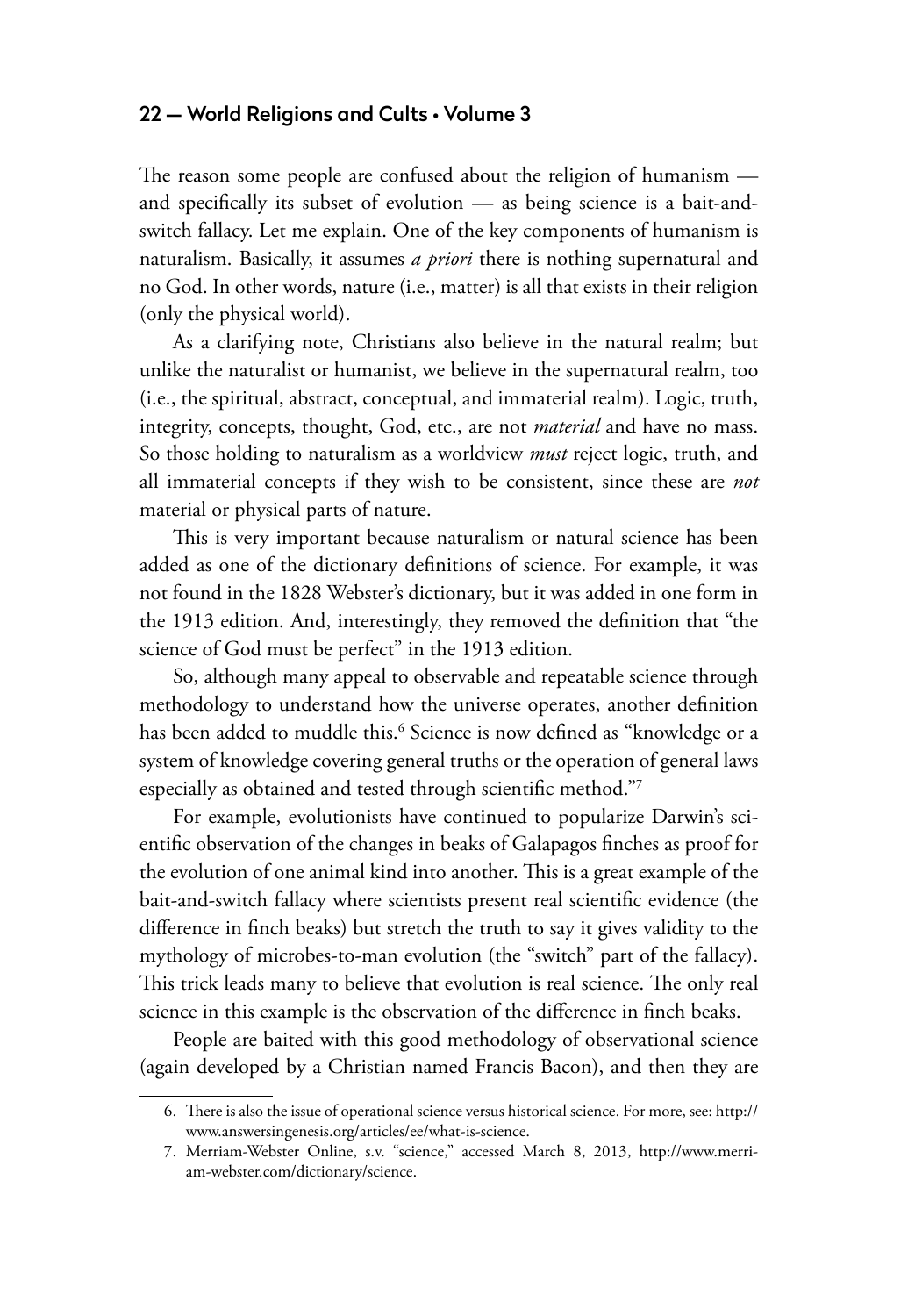The reason some people are confused about the religion of humanism — and specifically its subset of evolution — as being science is a bait-and-switch fallacy. Let me explain. One of the key components of humanism is naturalism. Basically, it assumes *a priori* there is nothing supernatural and no God. In other words, nature (i.e., matter) is all that exists in their religion (only the physical world).

As a clarifying note, Christians also believe in the natural realm; but unlike the naturalist or humanist, we believe in the supernatural realm, too (i.e., the spiritual, abstract, conceptual, and immaterial realm). Logic, truth, integrity, concepts, thought, God, etc., are not *material* and have no mass. So those holding to naturalism as a worldview *must* reject logic, truth, and all immaterial concepts if they wish to be consistent, since these are *not* material or physical parts of nature.

This is very important because naturalism or natural science has been added as one of the dictionary definitions of science. For example, it was not found in the 1828 Webster's dictionary, but it was added in one form in the 1913 edition. And, interestingly, they removed the definition that "the science of God must be perfect" in the 1913 edition.

So, although many appeal to observable and repeatable science through methodology to understand how the universe operates, another definition has been added to muddle this.[6] Science is now defined as "knowledge or a system of knowledge covering general truths or the operation of general laws especially as obtained and tested through scientific method."[7]

For example, evolutionists have continued to popularize Darwin's scientific observation of the changes in beaks of Galapagos finches as proof for the evolution of one animal kind into another. This is a great example of the bait-and-switch fallacy where scientists present real scientific evidence (the difference in finch beaks) but stretch the truth to say it gives validity to the mythology of microbes-to-man evolution (the "switch" part of the fallacy). This trick leads many to believe that evolution is real science. The only real science in this example is the observation of the difference in finch beaks.

People are baited with this good methodology of observational science (again developed by a Christian named Francis Bacon), and then they are

---

6. There is also the issue of operational science versus historical science. For more, see: http://www.answersingenesis.org/articles/ee/what-is-science.
7. Merriam-Webster Online, s.v. "science," accessed March 8, 2013, http://www.merriam-webster.com/dictionary/science.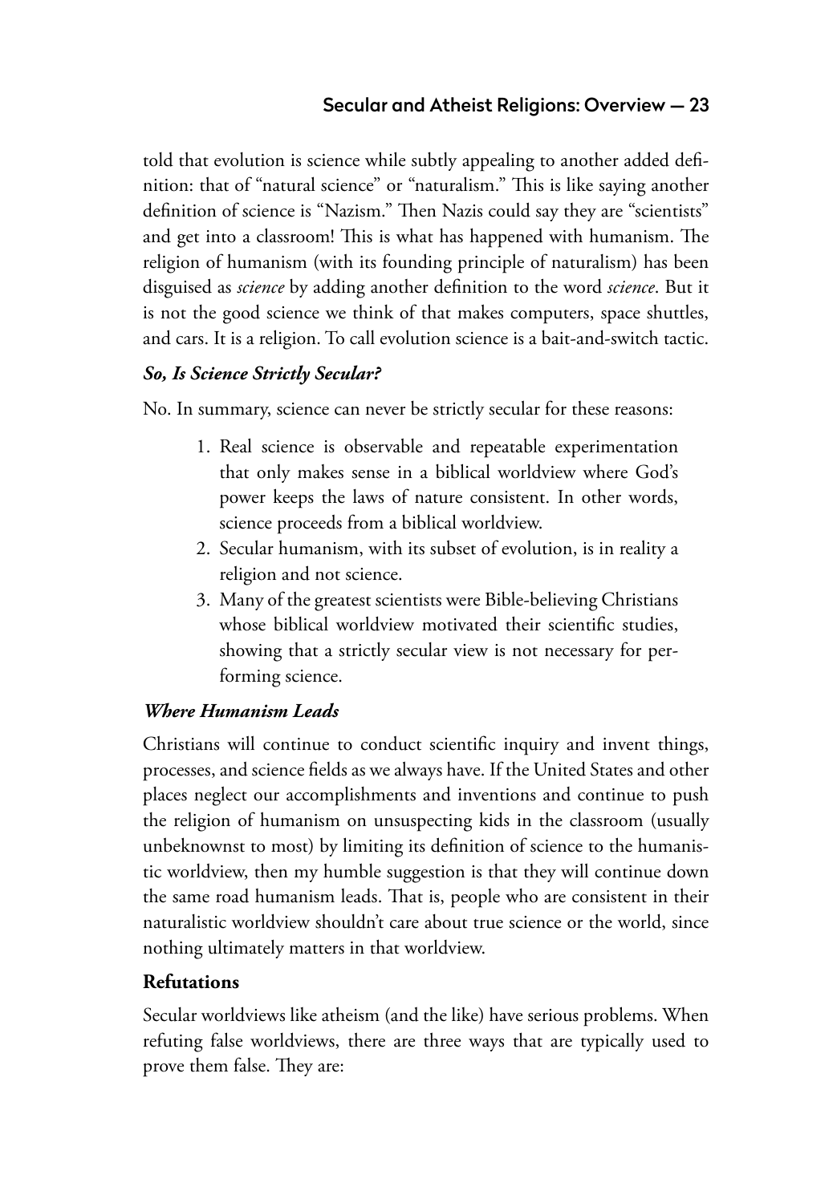told that evolution is science while subtly appealing to another added definition: that of "natural science" or "naturalism." This is like saying another definition of science is "Nazism." Then Nazis could say they are "scientists" and get into a classroom! This is what has happened with humanism. The religion of humanism (with its founding principle of naturalism) has been disguised as *science* by adding another definition to the word *science*. But it is not the good science we think of that makes computers, space shuttles, and cars. It is a religion. To call evolution science is a bait-and-switch tactic.

### *So, Is Science Strictly Secular?*

No. In summary, science can never be strictly secular for these reasons:

1. Real science is observable and repeatable experimentation that only makes sense in a biblical worldview where God's power keeps the laws of nature consistent. In other words, science proceeds from a biblical worldview.
2. Secular humanism, with its subset of evolution, is in reality a religion and not science.
3. Many of the greatest scientists were Bible-believing Christians whose biblical worldview motivated their scientific studies, showing that a strictly secular view is not necessary for performing science.

### *Where Humanism Leads*

Christians will continue to conduct scientific inquiry and invent things, processes, and science fields as we always have. If the United States and other places neglect our accomplishments and inventions and continue to push the religion of humanism on unsuspecting kids in the classroom (usually unbeknownst to most) by limiting its definition of science to the humanistic worldview, then my humble suggestion is that they will continue down the same road humanism leads. That is, people who are consistent in their naturalistic worldview shouldn't care about true science or the world, since nothing ultimately matters in that worldview.

## **Refutations**

Secular worldviews like atheism (and the like) have serious problems. When refuting false worldviews, there are three ways that are typically used to prove them false. They are: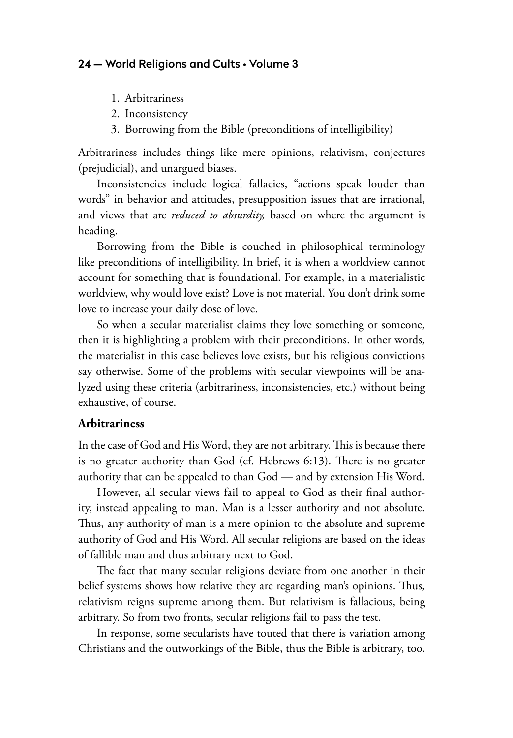1. Arbitrariness
2. Inconsistency
3. Borrowing from the Bible (preconditions of intelligibility)

Arbitrariness includes things like mere opinions, relativism, conjectures (prejudicial), and unargued biases.

Inconsistencies include logical fallacies, "actions speak louder than words" in behavior and attitudes, presupposition issues that are irrational, and views that are *reduced to absurdity,* based on where the argument is heading.

Borrowing from the Bible is couched in philosophical terminology like preconditions of intelligibility. In brief, it is when a worldview cannot account for something that is foundational. For example, in a materialistic worldview, why would love exist? Love is not material. You don't drink some love to increase your daily dose of love.

So when a secular materialist claims they love something or someone, then it is highlighting a problem with their preconditions. In other words, the materialist in this case believes love exists, but his religious convictions say otherwise. Some of the problems with secular viewpoints will be analyzed using these criteria (arbitrariness, inconsistencies, etc.) without being exhaustive, of course.

### Arbitrariness

In the case of God and His Word, they are not arbitrary. This is because there is no greater authority than God (cf. Hebrews 6:13). There is no greater authority that can be appealed to than God — and by extension His Word.

However, all secular views fail to appeal to God as their final authority, instead appealing to man. Man is a lesser authority and not absolute. Thus, any authority of man is a mere opinion to the absolute and supreme authority of God and His Word. All secular religions are based on the ideas of fallible man and thus arbitrary next to God.

The fact that many secular religions deviate from one another in their belief systems shows how relative they are regarding man's opinions. Thus, relativism reigns supreme among them. But relativism is fallacious, being arbitrary. So from two fronts, secular religions fail to pass the test.

In response, some secularists have touted that there is variation among Christians and the outworkings of the Bible, thus the Bible is arbitrary, too.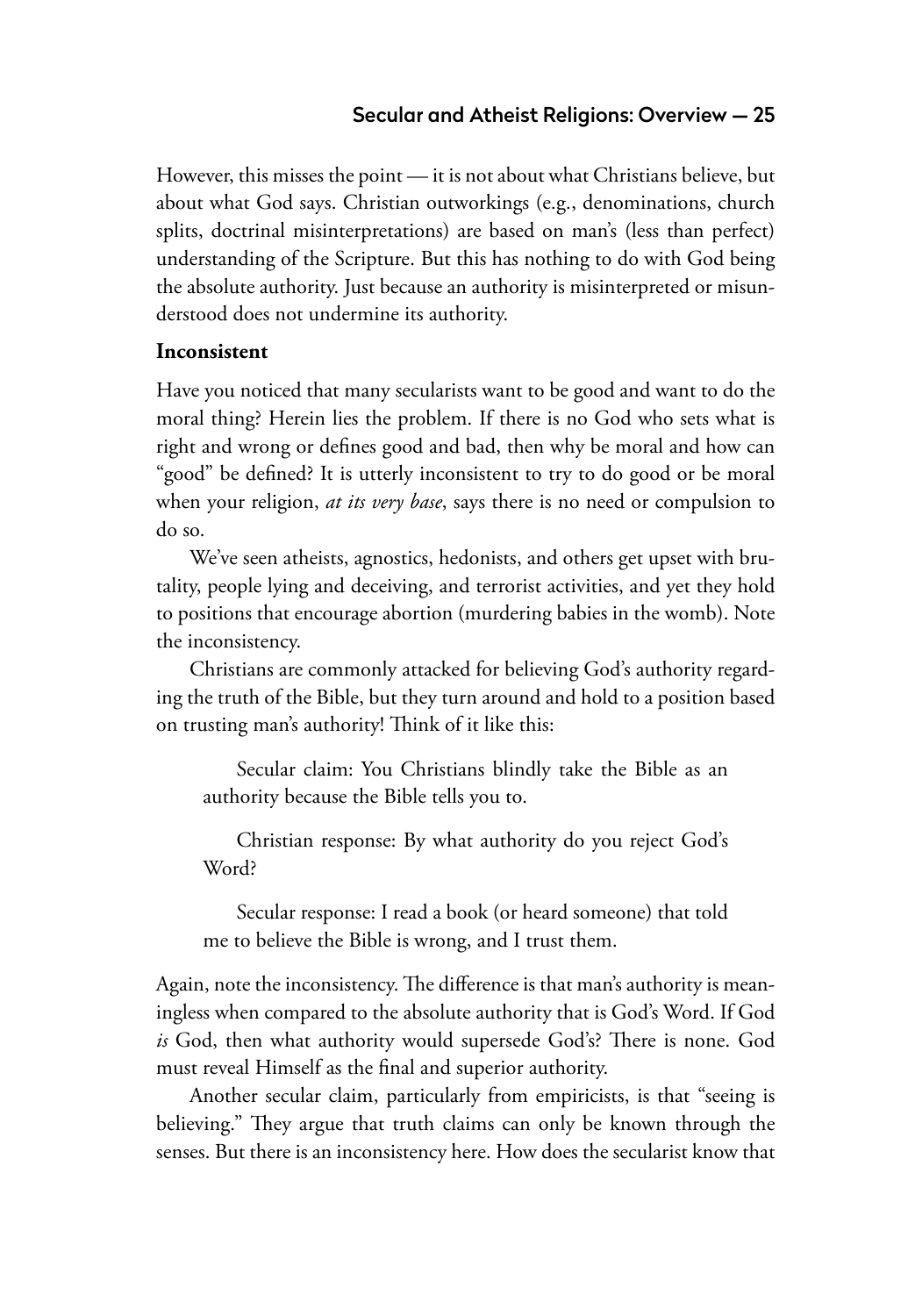However, this misses the point — it is not about what Christians believe, but about what God says. Christian outworkings (e.g., denominations, church splits, doctrinal misinterpretations) are based on man's (less than perfect) understanding of the Scripture. But this has nothing to do with God being the absolute authority. Just because an authority is misinterpreted or misunderstood does not undermine its authority.

**Inconsistent**

Have you noticed that many secularists want to be good and want to do the moral thing? Herein lies the problem. If there is no God who sets what is right and wrong or defines good and bad, then why be moral and how can "good" be defined? It is utterly inconsistent to try to do good or be moral when your religion, *at its very base*, says there is no need or compulsion to do so.

We've seen atheists, agnostics, hedonists, and others get upset with brutality, people lying and deceiving, and terrorist activities, and yet they hold to positions that encourage abortion (murdering babies in the womb). Note the inconsistency.

Christians are commonly attacked for believing God's authority regarding the truth of the Bible, but they turn around and hold to a position based on trusting man's authority! Think of it like this:

> Secular claim: You Christians blindly take the Bible as an authority because the Bible tells you to.
>
> Christian response: By what authority do you reject God's Word?
>
> Secular response: I read a book (or heard someone) that told me to believe the Bible is wrong, and I trust them.

Again, note the inconsistency. The difference is that man's authority is meaningless when compared to the absolute authority that is God's Word. If God *is* God, then what authority would supersede God's? There is none. God must reveal Himself as the final and superior authority.

Another secular claim, particularly from empiricists, is that "seeing is believing." They argue that truth claims can only be known through the senses. But there is an inconsistency here. How does the secularist know that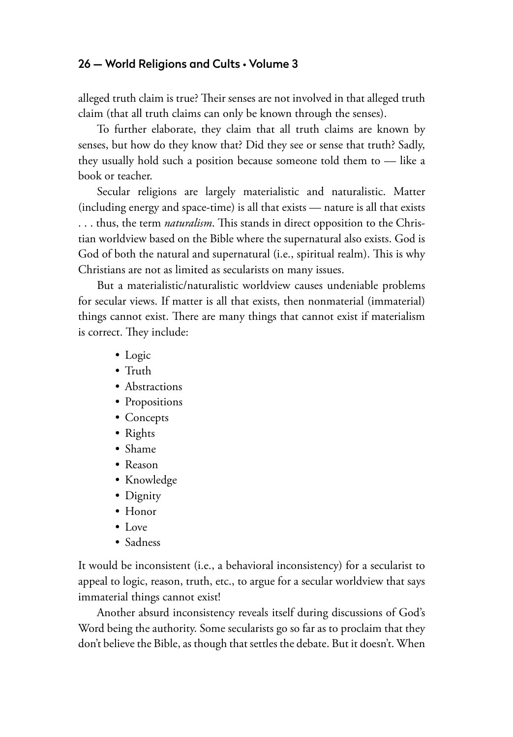alleged truth claim is true? Their senses are not involved in that alleged truth claim (that all truth claims can only be known through the senses).

To further elaborate, they claim that all truth claims are known by senses, but how do they know that? Did they see or sense that truth? Sadly, they usually hold such a position because someone told them to — like a book or teacher.

Secular religions are largely materialistic and naturalistic. Matter (including energy and space-time) is all that exists — nature is all that exists . . . thus, the term *naturalism*. This stands in direct opposition to the Christian worldview based on the Bible where the supernatural also exists. God is God of both the natural and supernatural (i.e., spiritual realm). This is why Christians are not as limited as secularists on many issues.

But a materialistic/naturalistic worldview causes undeniable problems for secular views. If matter is all that exists, then nonmaterial (immaterial) things cannot exist. There are many things that cannot exist if materialism is correct. They include:

- Logic
- Truth
- Abstractions
- Propositions
- Concepts
- Rights
- Shame
- Reason
- Knowledge
- Dignity
- Honor
- Love
- Sadness

It would be inconsistent (i.e., a behavioral inconsistency) for a secularist to appeal to logic, reason, truth, etc., to argue for a secular worldview that says immaterial things cannot exist!

Another absurd inconsistency reveals itself during discussions of God's Word being the authority. Some secularists go so far as to proclaim that they don't believe the Bible, as though that settles the debate. But it doesn't. When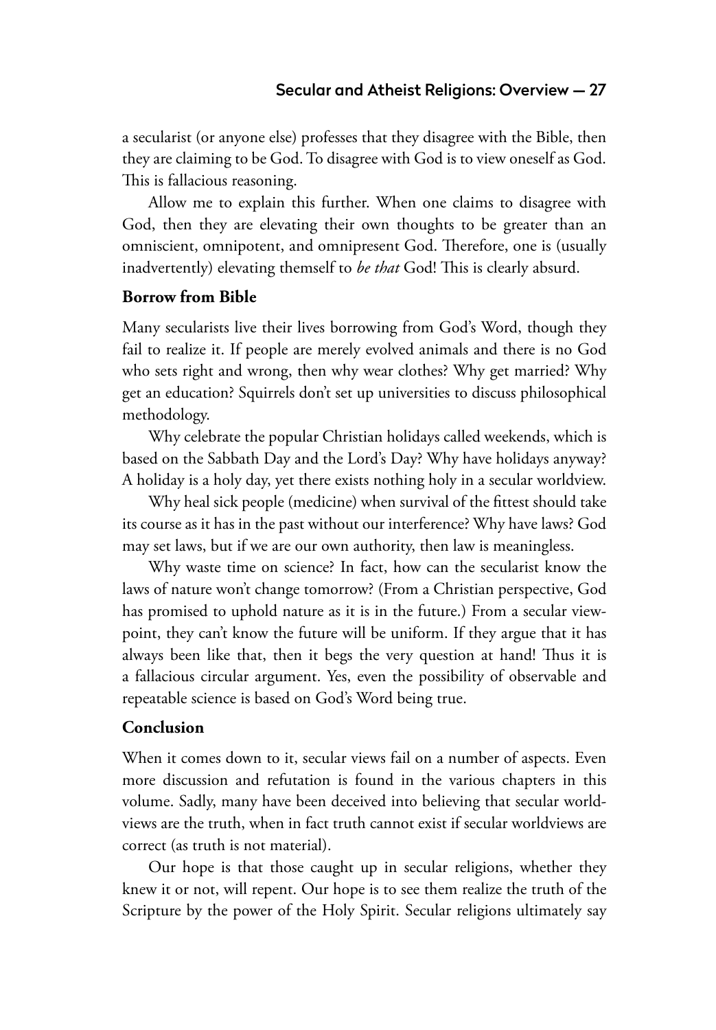a secularist (or anyone else) professes that they disagree with the Bible, then they are claiming to be God. To disagree with God is to view oneself as God. This is fallacious reasoning.

Allow me to explain this further. When one claims to disagree with God, then they are elevating their own thoughts to be greater than an omniscient, omnipotent, and omnipresent God. Therefore, one is (usually inadvertently) elevating themself to *be that* God! This is clearly absurd.

### Borrow from Bible

Many secularists live their lives borrowing from God's Word, though they fail to realize it. If people are merely evolved animals and there is no God who sets right and wrong, then why wear clothes? Why get married? Why get an education? Squirrels don't set up universities to discuss philosophical methodology.

Why celebrate the popular Christian holidays called weekends, which is based on the Sabbath Day and the Lord's Day? Why have holidays anyway? A holiday is a holy day, yet there exists nothing holy in a secular worldview.

Why heal sick people (medicine) when survival of the fittest should take its course as it has in the past without our interference? Why have laws? God may set laws, but if we are our own authority, then law is meaningless.

Why waste time on science? In fact, how can the secularist know the laws of nature won't change tomorrow? (From a Christian perspective, God has promised to uphold nature as it is in the future.) From a secular viewpoint, they can't know the future will be uniform. If they argue that it has always been like that, then it begs the very question at hand! Thus it is a fallacious circular argument. Yes, even the possibility of observable and repeatable science is based on God's Word being true.

### Conclusion

When it comes down to it, secular views fail on a number of aspects. Even more discussion and refutation is found in the various chapters in this volume. Sadly, many have been deceived into believing that secular worldviews are the truth, when in fact truth cannot exist if secular worldviews are correct (as truth is not material).

Our hope is that those caught up in secular religions, whether they knew it or not, will repent. Our hope is to see them realize the truth of the Scripture by the power of the Holy Spirit. Secular religions ultimately say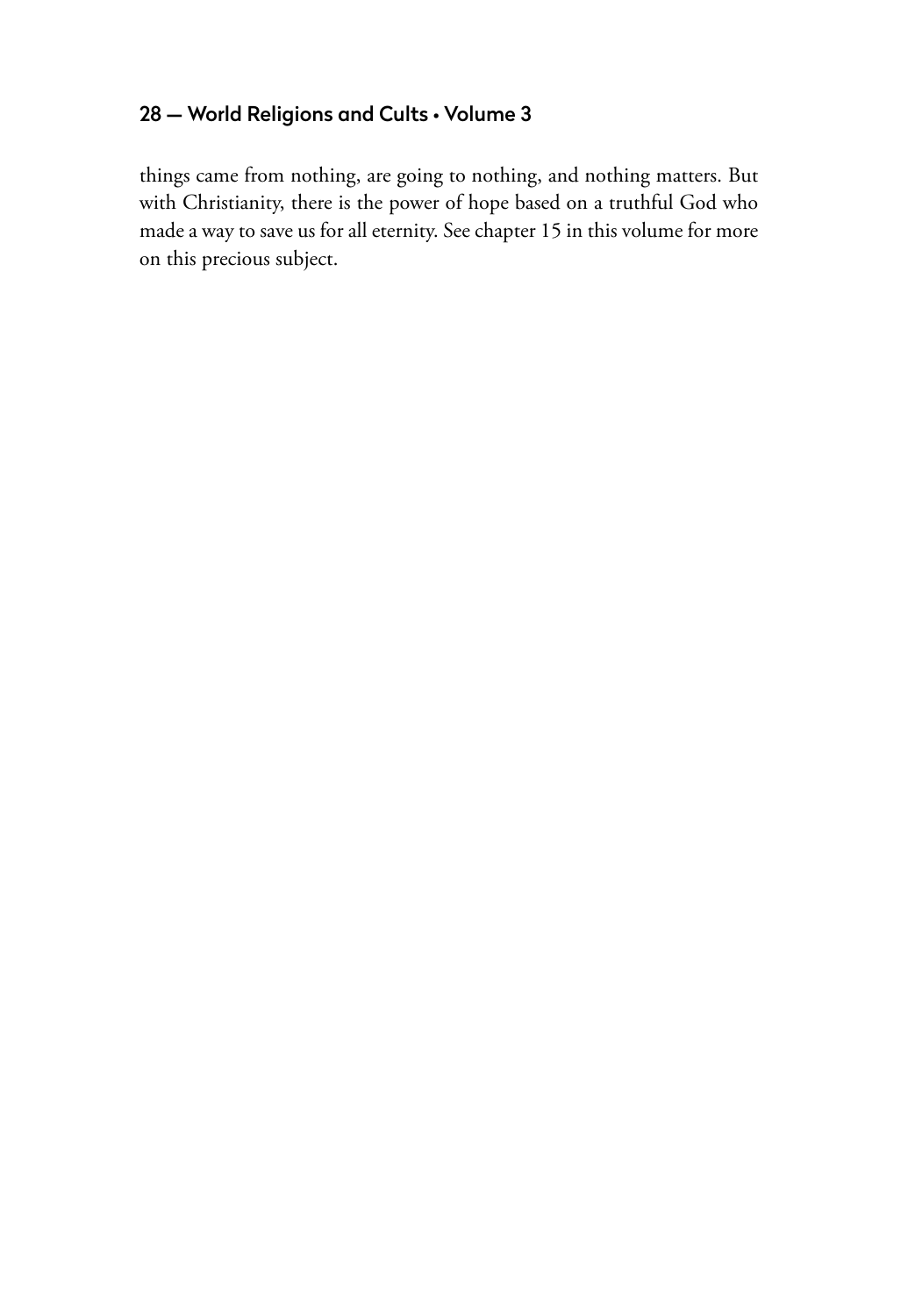things came from nothing, are going to nothing, and nothing matters. But with Christianity, there is the power of hope based on a truthful God who made a way to save us for all eternity. See chapter 15 in this volume for more on this precious subject.